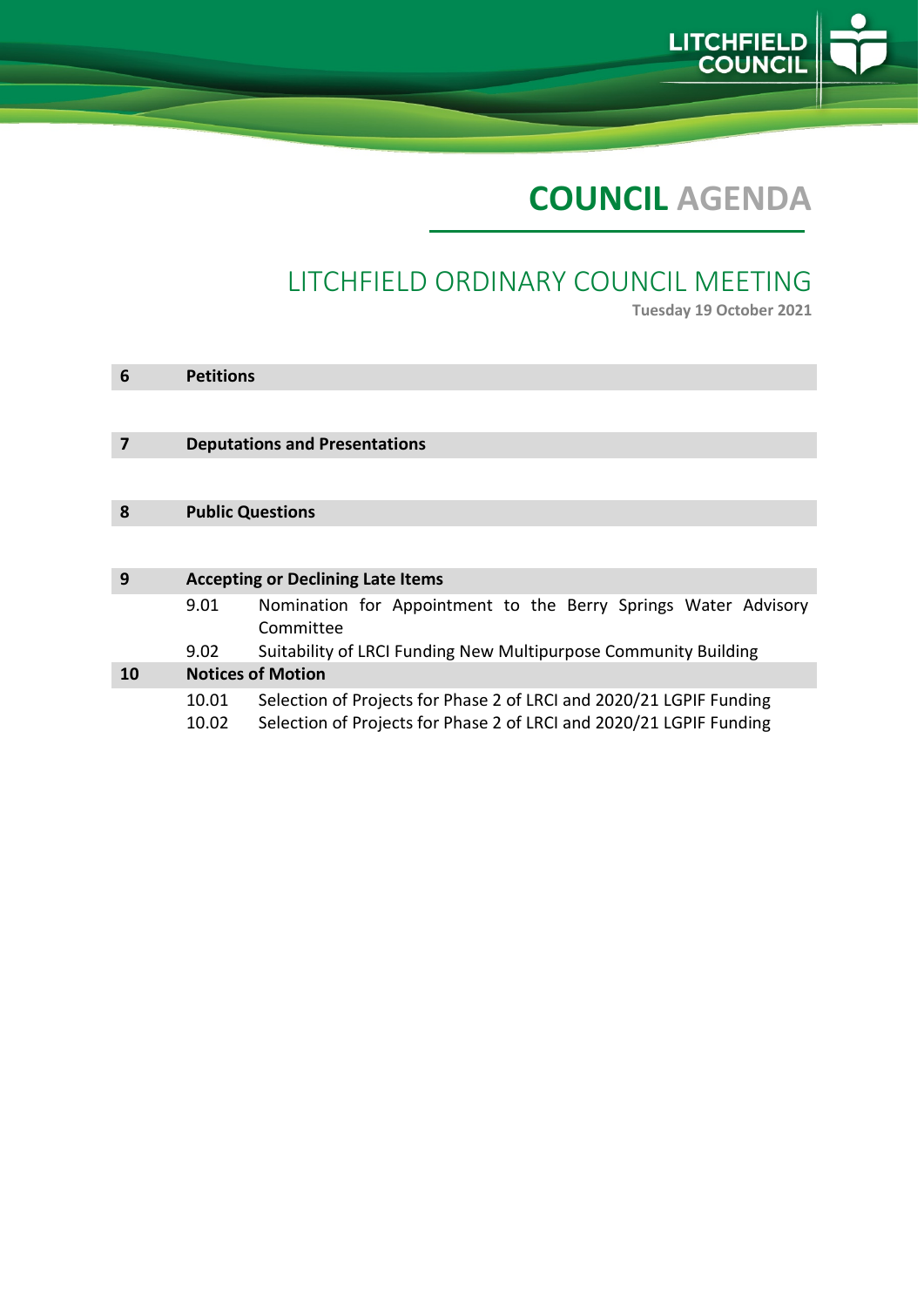# COUNCIL AGENDA

## LITCHFIELD ORDINARY COUNCIL MEETING

**Tuesday 19 October 2021**

| | | |
|---|---|---|
| **6** | **Petitions** | |
| **7** | **Deputations and Presentations** | |
| **8** | **Public Questions** | |
| **9** | **Accepting or Declining Late Items** | |
| | 9.01 | Nomination for Appointment to the Berry Springs Water Advisory Committee |
| | 9.02 | Suitability of LRCI Funding New Multipurpose Community Building |
| **10** | **Notices of Motion** | |
| | 10.01 | Selection of Projects for Phase 2 of LRCI and 2020/21 LGPIF Funding |
| | 10.02 | Selection of Projects for Phase 2 of LRCI and 2020/21 LGPIF Funding |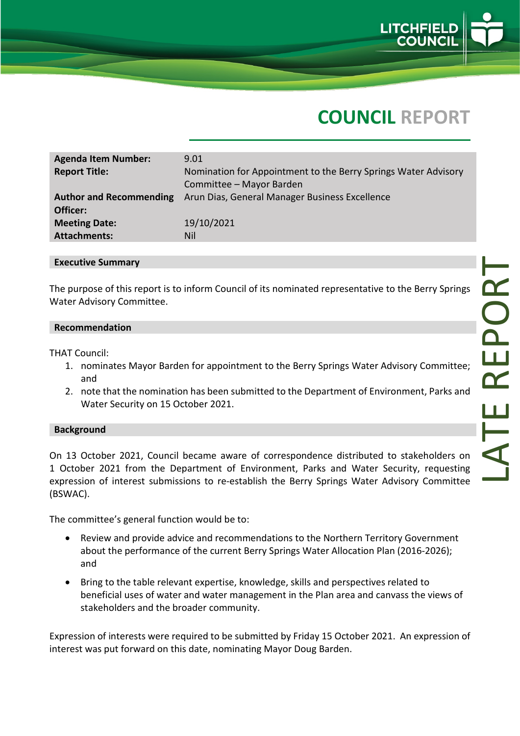# COUNCIL REPORT

| | |
|---|---|
| **Agenda Item Number:** | 9.01 |
| **Report Title:** | Nomination for Appointment to the Berry Springs Water Advisory Committee – Mayor Barden |
| **Author and Recommending Officer:** | Arun Dias, General Manager Business Excellence |
| **Meeting Date:** | 19/10/2021 |
| **Attachments:** | Nil |

LATE REPORT

## Executive Summary

The purpose of this report is to inform Council of its nominated representative to the Berry Springs Water Advisory Committee.

## Recommendation

THAT Council:

1. nominates Mayor Barden for appointment to the Berry Springs Water Advisory Committee; and
2. note that the nomination has been submitted to the Department of Environment, Parks and Water Security on 15 October 2021.

## Background

On 13 October 2021, Council became aware of correspondence distributed to stakeholders on 1 October 2021 from the Department of Environment, Parks and Water Security, requesting expression of interest submissions to re-establish the Berry Springs Water Advisory Committee (BSWAC).

The committee's general function would be to:

- Review and provide advice and recommendations to the Northern Territory Government about the performance of the current Berry Springs Water Allocation Plan (2016-2026); and
- Bring to the table relevant expertise, knowledge, skills and perspectives related to beneficial uses of water and water management in the Plan area and canvass the views of stakeholders and the broader community.

Expression of interests were required to be submitted by Friday 15 October 2021. An expression of interest was put forward on this date, nominating Mayor Doug Barden.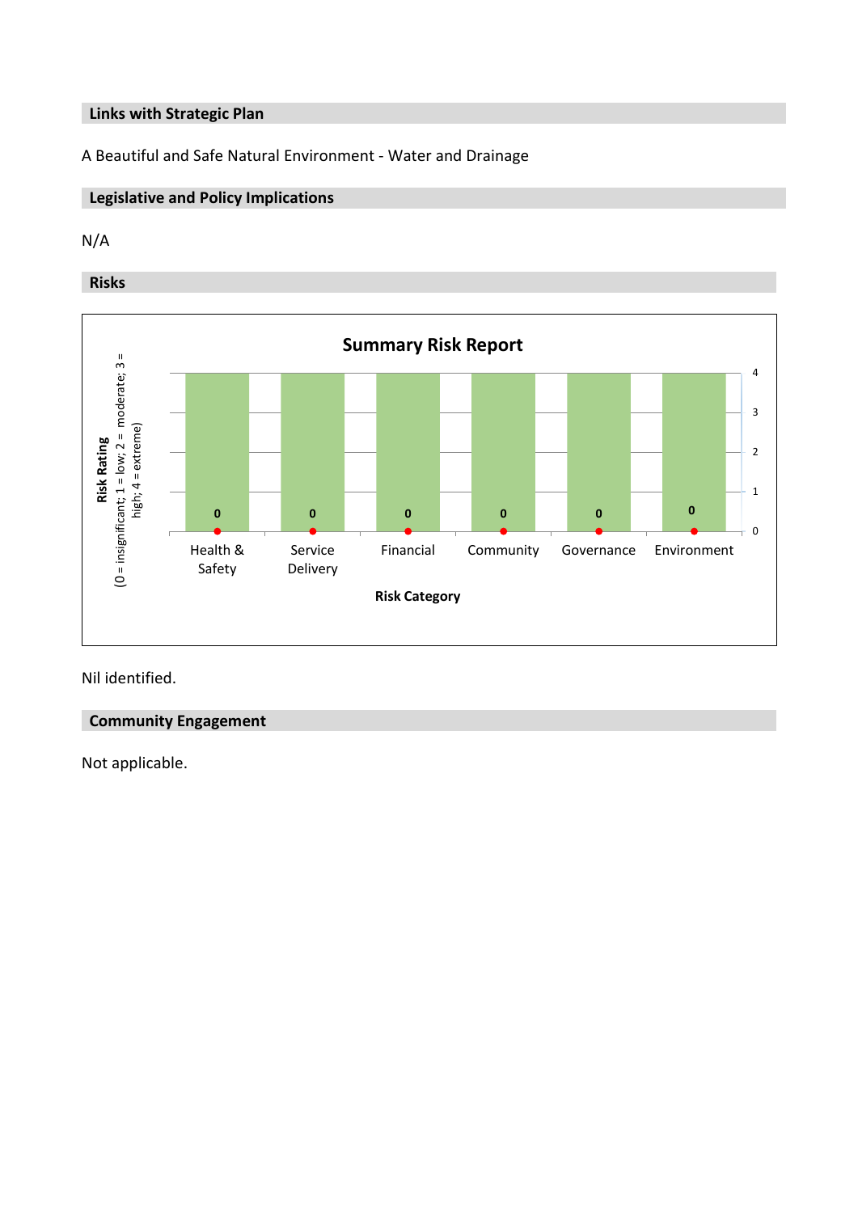## Links with Strategic Plan

A Beautiful and Safe Natural Environment - Water and Drainage

## Legislative and Policy Implications

N/A

## Risks

**Summary Risk Report**

| Risk Category | Risk Rating (0 = insignificant; 1 = low; 2 = moderate; 3 = high; 4 = extreme) |
|---|---|
| Health & Safety | 0 |
| Service Delivery | 0 |
| Financial | 0 |
| Community | 0 |
| Governance | 0 |
| Environment | 0 |

Nil identified.

## Community Engagement

Not applicable.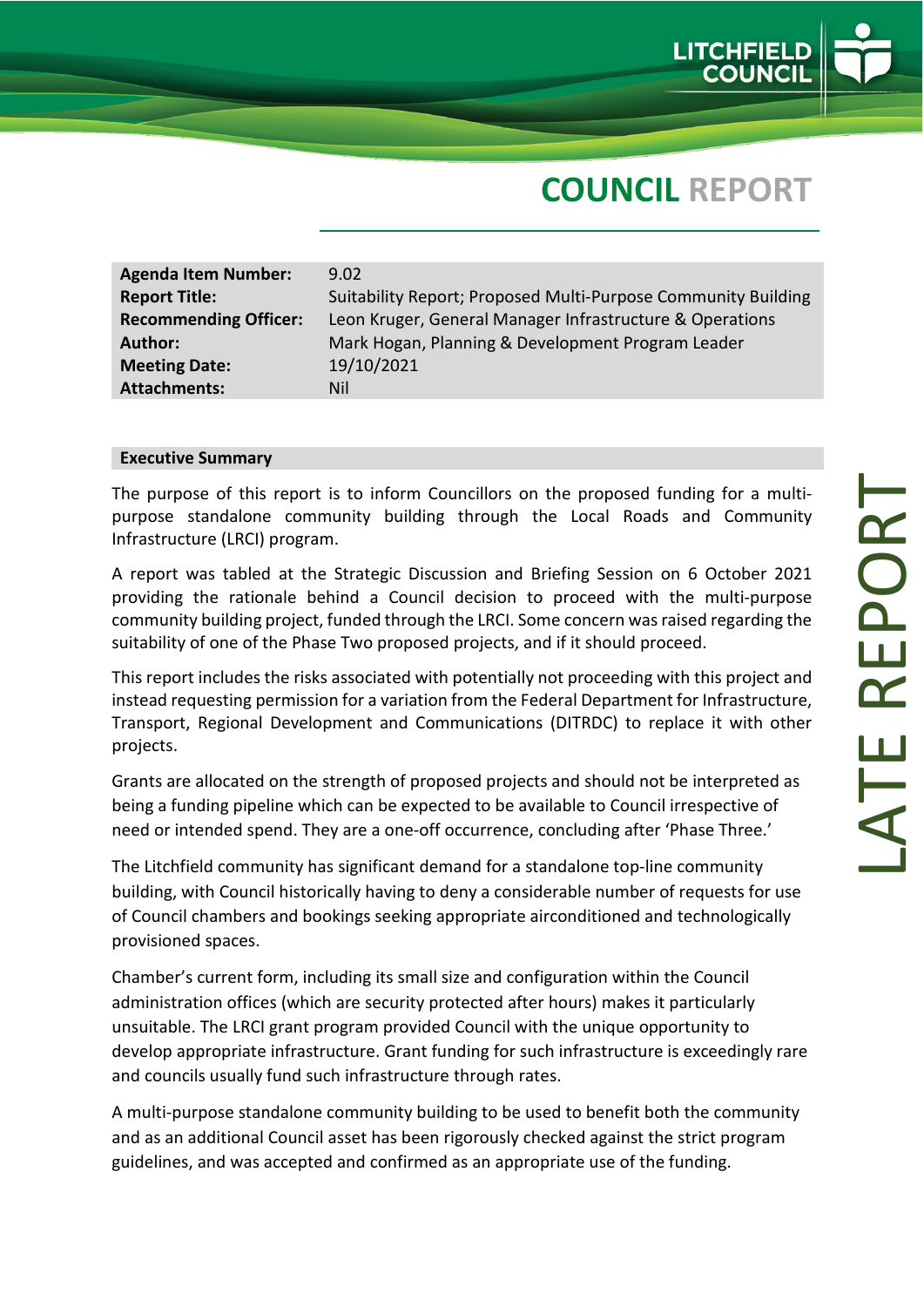# COUNCIL REPORT

| Agenda Item Number: | 9.02 |
| --- | --- |
| Report Title: | Suitability Report; Proposed Multi-Purpose Community Building |
| Recommending Officer: | Leon Kruger, General Manager Infrastructure & Operations |
| Author: | Mark Hogan, Planning & Development Program Leader |
| Meeting Date: | 19/10/2021 |
| Attachments: | Nil |

LATE REPORT

## Executive Summary

The purpose of this report is to inform Councillors on the proposed funding for a multi-purpose standalone community building through the Local Roads and Community Infrastructure (LRCI) program.

A report was tabled at the Strategic Discussion and Briefing Session on 6 October 2021 providing the rationale behind a Council decision to proceed with the multi-purpose community building project, funded through the LRCI. Some concern was raised regarding the suitability of one of the Phase Two proposed projects, and if it should proceed.

This report includes the risks associated with potentially not proceeding with this project and instead requesting permission for a variation from the Federal Department for Infrastructure, Transport, Regional Development and Communications (DITRDC) to replace it with other projects.

Grants are allocated on the strength of proposed projects and should not be interpreted as being a funding pipeline which can be expected to be available to Council irrespective of need or intended spend. They are a one-off occurrence, concluding after 'Phase Three.'

The Litchfield community has significant demand for a standalone top-line community building, with Council historically having to deny a considerable number of requests for use of Council chambers and bookings seeking appropriate airconditioned and technologically provisioned spaces.

Chamber's current form, including its small size and configuration within the Council administration offices (which are security protected after hours) makes it particularly unsuitable. The LRCI grant program provided Council with the unique opportunity to develop appropriate infrastructure. Grant funding for such infrastructure is exceedingly rare and councils usually fund such infrastructure through rates.

A multi-purpose standalone community building to be used to benefit both the community and as an additional Council asset has been rigorously checked against the strict program guidelines, and was accepted and confirmed as an appropriate use of the funding.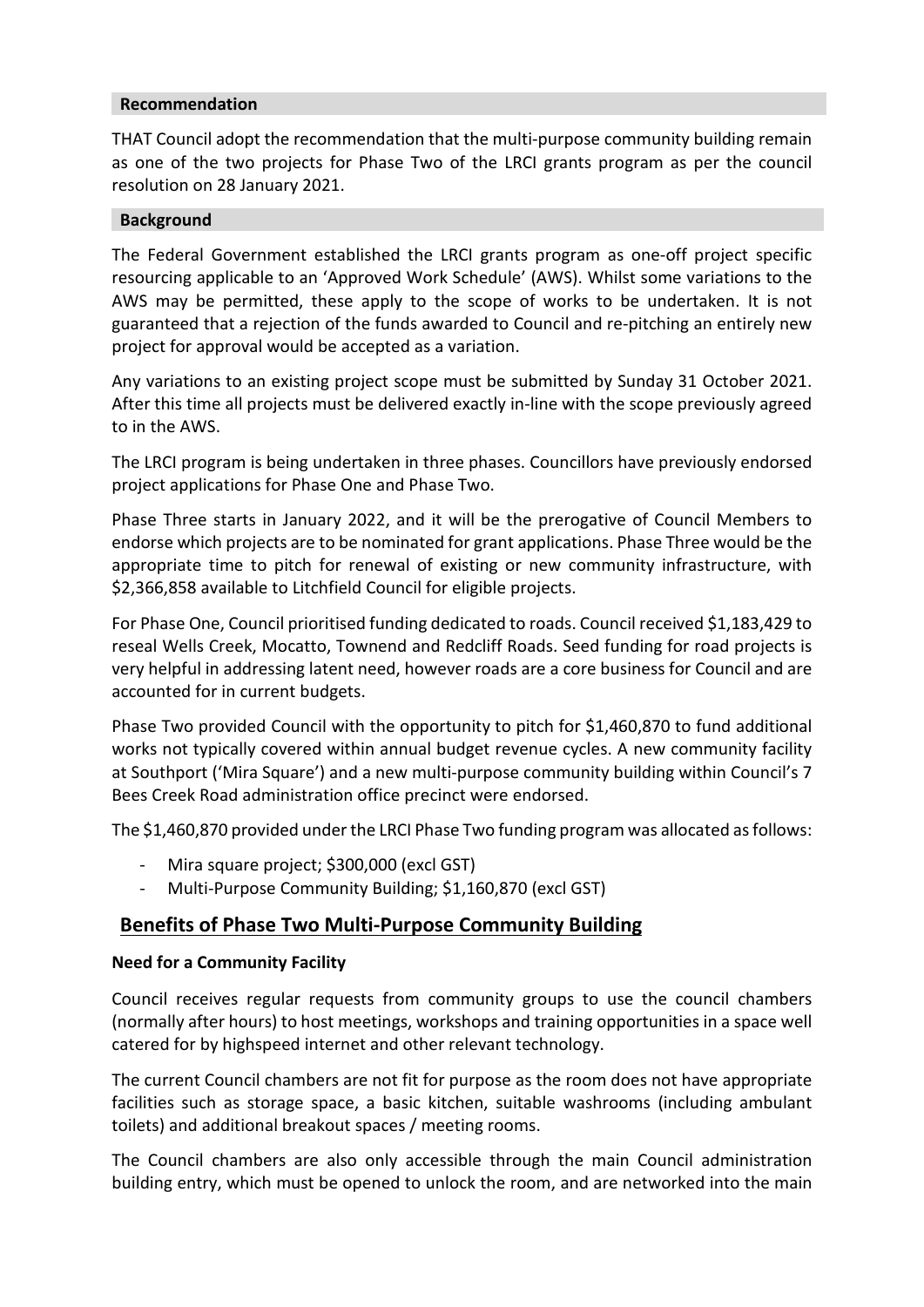**Recommendation**

THAT Council adopt the recommendation that the multi-purpose community building remain as one of the two projects for Phase Two of the LRCI grants program as per the council resolution on 28 January 2021.

**Background**

The Federal Government established the LRCI grants program as one-off project specific resourcing applicable to an 'Approved Work Schedule' (AWS). Whilst some variations to the AWS may be permitted, these apply to the scope of works to be undertaken. It is not guaranteed that a rejection of the funds awarded to Council and re-pitching an entirely new project for approval would be accepted as a variation.

Any variations to an existing project scope must be submitted by Sunday 31 October 2021. After this time all projects must be delivered exactly in-line with the scope previously agreed to in the AWS.

The LRCI program is being undertaken in three phases. Councillors have previously endorsed project applications for Phase One and Phase Two.

Phase Three starts in January 2022, and it will be the prerogative of Council Members to endorse which projects are to be nominated for grant applications. Phase Three would be the appropriate time to pitch for renewal of existing or new community infrastructure, with $2,366,858 available to Litchfield Council for eligible projects.

For Phase One, Council prioritised funding dedicated to roads. Council received $1,183,429 to reseal Wells Creek, Mocatto, Townend and Redcliff Roads. Seed funding for road projects is very helpful in addressing latent need, however roads are a core business for Council and are accounted for in current budgets.

Phase Two provided Council with the opportunity to pitch for $1,460,870 to fund additional works not typically covered within annual budget revenue cycles. A new community facility at Southport ('Mira Square') and a new multi-purpose community building within Council's 7 Bees Creek Road administration office precinct were endorsed.

The $1,460,870 provided under the LRCI Phase Two funding program was allocated as follows:

- Mira square project; $300,000 (excl GST)
- Multi-Purpose Community Building; $1,160,870 (excl GST)

## Benefits of Phase Two Multi-Purpose Community Building

**Need for a Community Facility**

Council receives regular requests from community groups to use the council chambers (normally after hours) to host meetings, workshops and training opportunities in a space well catered for by highspeed internet and other relevant technology.

The current Council chambers are not fit for purpose as the room does not have appropriate facilities such as storage space, a basic kitchen, suitable washrooms (including ambulant toilets) and additional breakout spaces / meeting rooms.

The Council chambers are also only accessible through the main Council administration building entry, which must be opened to unlock the room, and are networked into the main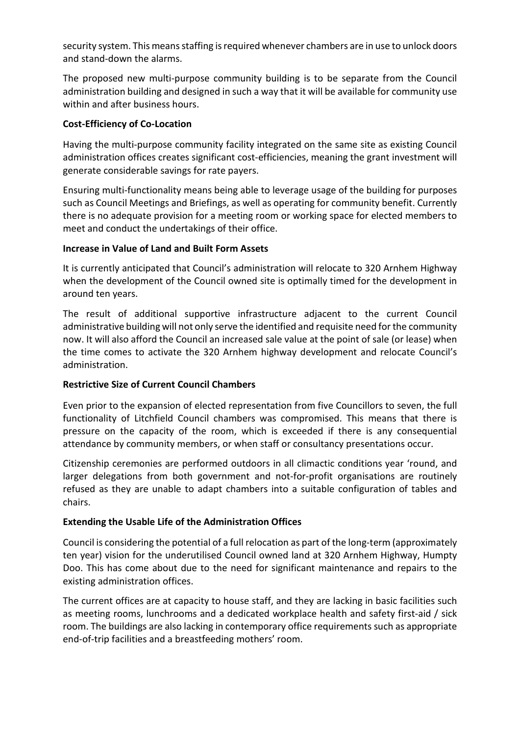security system. This means staffing is required whenever chambers are in use to unlock doors and stand-down the alarms.

The proposed new multi-purpose community building is to be separate from the Council administration building and designed in such a way that it will be available for community use within and after business hours.

**Cost-Efficiency of Co-Location**

Having the multi-purpose community facility integrated on the same site as existing Council administration offices creates significant cost-efficiencies, meaning the grant investment will generate considerable savings for rate payers.

Ensuring multi-functionality means being able to leverage usage of the building for purposes such as Council Meetings and Briefings, as well as operating for community benefit. Currently there is no adequate provision for a meeting room or working space for elected members to meet and conduct the undertakings of their office.

**Increase in Value of Land and Built Form Assets**

It is currently anticipated that Council's administration will relocate to 320 Arnhem Highway when the development of the Council owned site is optimally timed for the development in around ten years.

The result of additional supportive infrastructure adjacent to the current Council administrative building will not only serve the identified and requisite need for the community now. It will also afford the Council an increased sale value at the point of sale (or lease) when the time comes to activate the 320 Arnhem highway development and relocate Council's administration.

**Restrictive Size of Current Council Chambers**

Even prior to the expansion of elected representation from five Councillors to seven, the full functionality of Litchfield Council chambers was compromised. This means that there is pressure on the capacity of the room, which is exceeded if there is any consequential attendance by community members, or when staff or consultancy presentations occur.

Citizenship ceremonies are performed outdoors in all climactic conditions year 'round, and larger delegations from both government and not-for-profit organisations are routinely refused as they are unable to adapt chambers into a suitable configuration of tables and chairs.

**Extending the Usable Life of the Administration Offices**

Council is considering the potential of a full relocation as part of the long-term (approximately ten year) vision for the underutilised Council owned land at 320 Arnhem Highway, Humpty Doo. This has come about due to the need for significant maintenance and repairs to the existing administration offices.

The current offices are at capacity to house staff, and they are lacking in basic facilities such as meeting rooms, lunchrooms and a dedicated workplace health and safety first-aid / sick room. The buildings are also lacking in contemporary office requirements such as appropriate end-of-trip facilities and a breastfeeding mothers' room.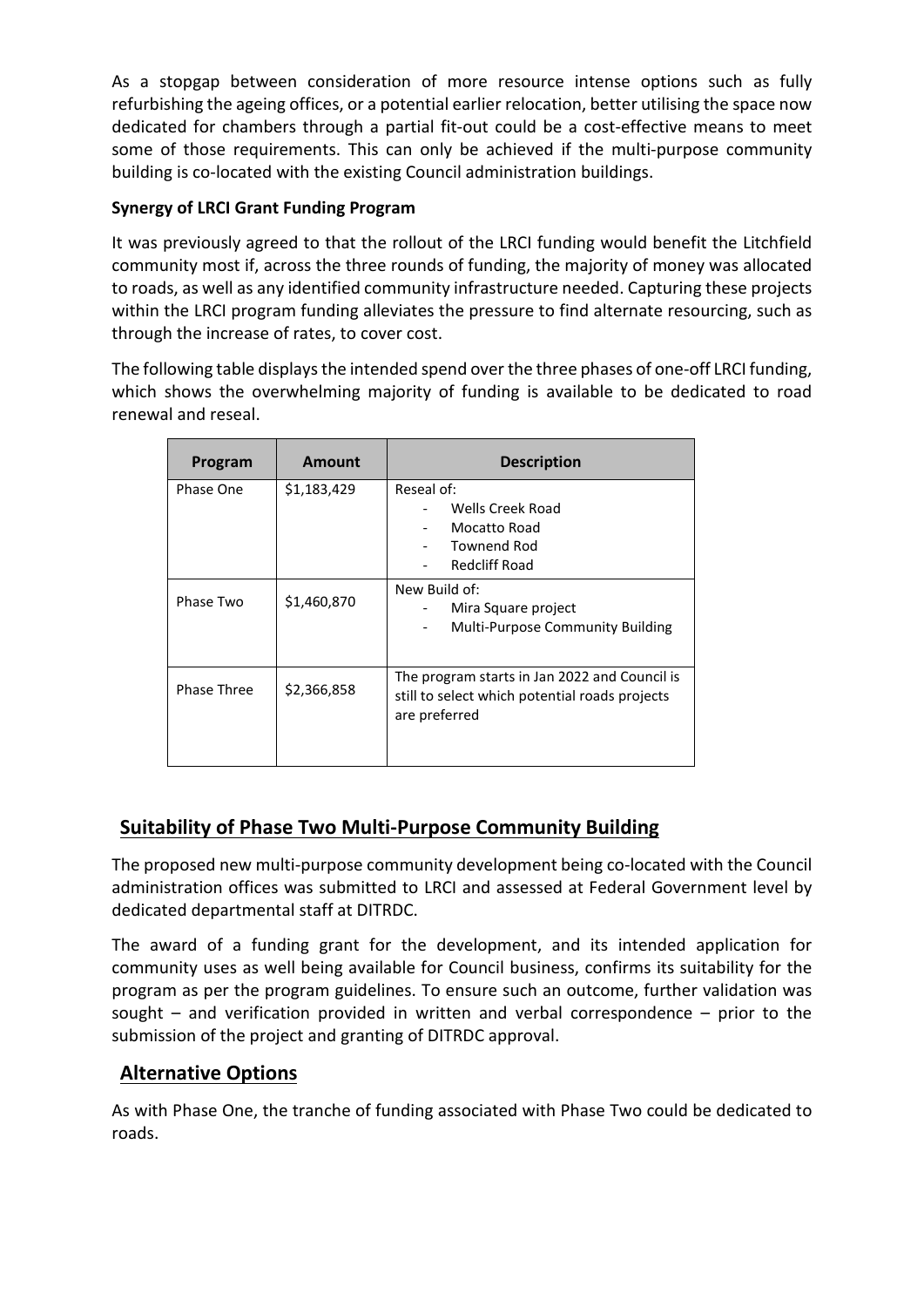As a stopgap between consideration of more resource intense options such as fully refurbishing the ageing offices, or a potential earlier relocation, better utilising the space now dedicated for chambers through a partial fit-out could be a cost-effective means to meet some of those requirements. This can only be achieved if the multi-purpose community building is co-located with the existing Council administration buildings.

**Synergy of LRCI Grant Funding Program**

It was previously agreed to that the rollout of the LRCI funding would benefit the Litchfield community most if, across the three rounds of funding, the majority of money was allocated to roads, as well as any identified community infrastructure needed. Capturing these projects within the LRCI program funding alleviates the pressure to find alternate resourcing, such as through the increase of rates, to cover cost.

The following table displays the intended spend over the three phases of one-off LRCI funding, which shows the overwhelming majority of funding is available to be dedicated to road renewal and reseal.

| Program | Amount | Description |
|---|---|---|
| Phase One | \$1,183,429 | Reseal of:<br>- Wells Creek Road<br>- Mocatto Road<br>- Townend Rod<br>- Redcliff Road |
| Phase Two | \$1,460,870 | New Build of:<br>- Mira Square project<br>- Multi-Purpose Community Building |
| Phase Three | \$2,366,858 | The program starts in Jan 2022 and Council is still to select which potential roads projects are preferred |

## Suitability of Phase Two Multi-Purpose Community Building

The proposed new multi-purpose community development being co-located with the Council administration offices was submitted to LRCI and assessed at Federal Government level by dedicated departmental staff at DITRDC.

The award of a funding grant for the development, and its intended application for community uses as well being available for Council business, confirms its suitability for the program as per the program guidelines. To ensure such an outcome, further validation was sought – and verification provided in written and verbal correspondence – prior to the submission of the project and granting of DITRDC approval.

## Alternative Options

As with Phase One, the tranche of funding associated with Phase Two could be dedicated to roads.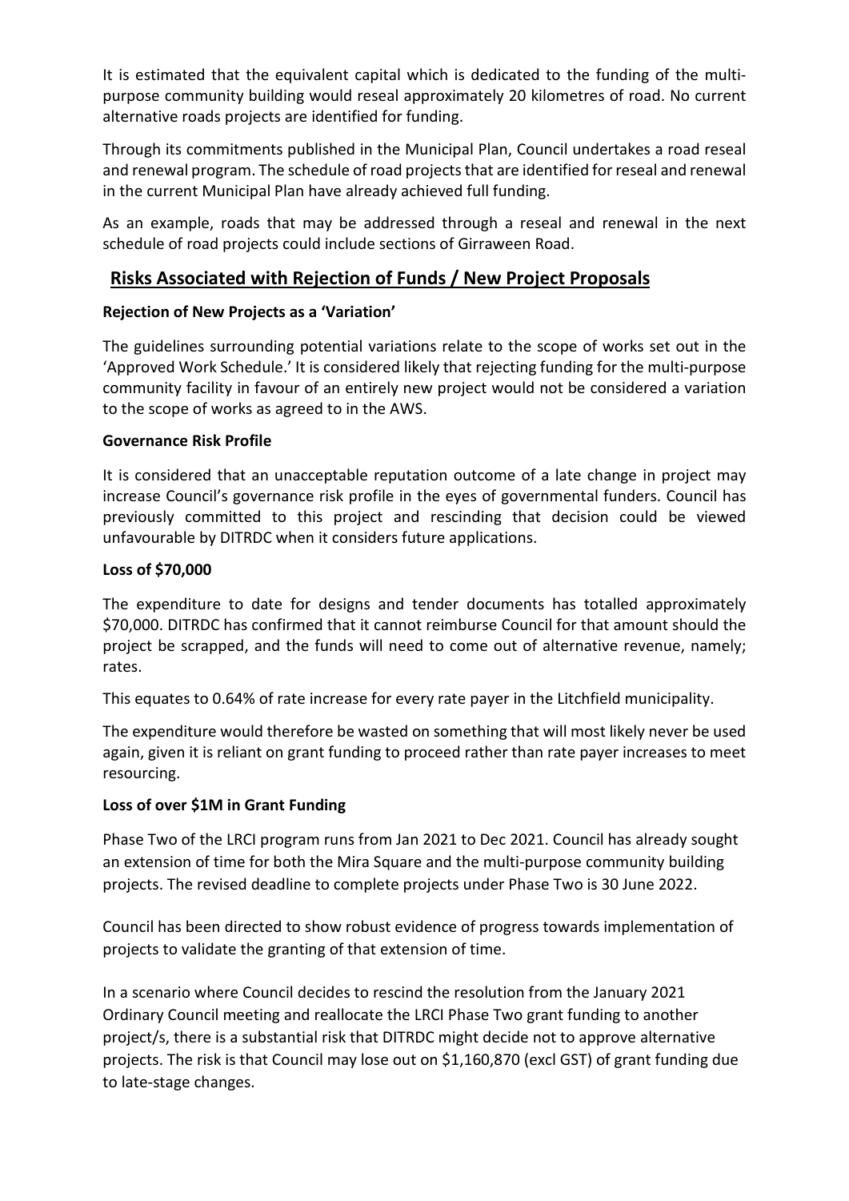It is estimated that the equivalent capital which is dedicated to the funding of the multi-purpose community building would reseal approximately 20 kilometres of road. No current alternative roads projects are identified for funding.

Through its commitments published in the Municipal Plan, Council undertakes a road reseal and renewal program. The schedule of road projects that are identified for reseal and renewal in the current Municipal Plan have already achieved full funding.

As an example, roads that may be addressed through a reseal and renewal in the next schedule of road projects could include sections of Girraween Road.

## Risks Associated with Rejection of Funds / New Project Proposals

**Rejection of New Projects as a 'Variation'**

The guidelines surrounding potential variations relate to the scope of works set out in the 'Approved Work Schedule.' It is considered likely that rejecting funding for the multi-purpose community facility in favour of an entirely new project would not be considered a variation to the scope of works as agreed to in the AWS.

**Governance Risk Profile**

It is considered that an unacceptable reputation outcome of a late change in project may increase Council's governance risk profile in the eyes of governmental funders. Council has previously committed to this project and rescinding that decision could be viewed unfavourable by DITRDC when it considers future applications.

**Loss of $70,000**

The expenditure to date for designs and tender documents has totalled approximately $70,000. DITRDC has confirmed that it cannot reimburse Council for that amount should the project be scrapped, and the funds will need to come out of alternative revenue, namely; rates.

This equates to 0.64% of rate increase for every rate payer in the Litchfield municipality.

The expenditure would therefore be wasted on something that will most likely never be used again, given it is reliant on grant funding to proceed rather than rate payer increases to meet resourcing.

**Loss of over $1M in Grant Funding**

Phase Two of the LRCI program runs from Jan 2021 to Dec 2021. Council has already sought an extension of time for both the Mira Square and the multi-purpose community building projects. The revised deadline to complete projects under Phase Two is 30 June 2022.

Council has been directed to show robust evidence of progress towards implementation of projects to validate the granting of that extension of time.

In a scenario where Council decides to rescind the resolution from the January 2021 Ordinary Council meeting and reallocate the LRCI Phase Two grant funding to another project/s, there is a substantial risk that DITRDC might decide not to approve alternative projects. The risk is that Council may lose out on $1,160,870 (excl GST) of grant funding due to late-stage changes.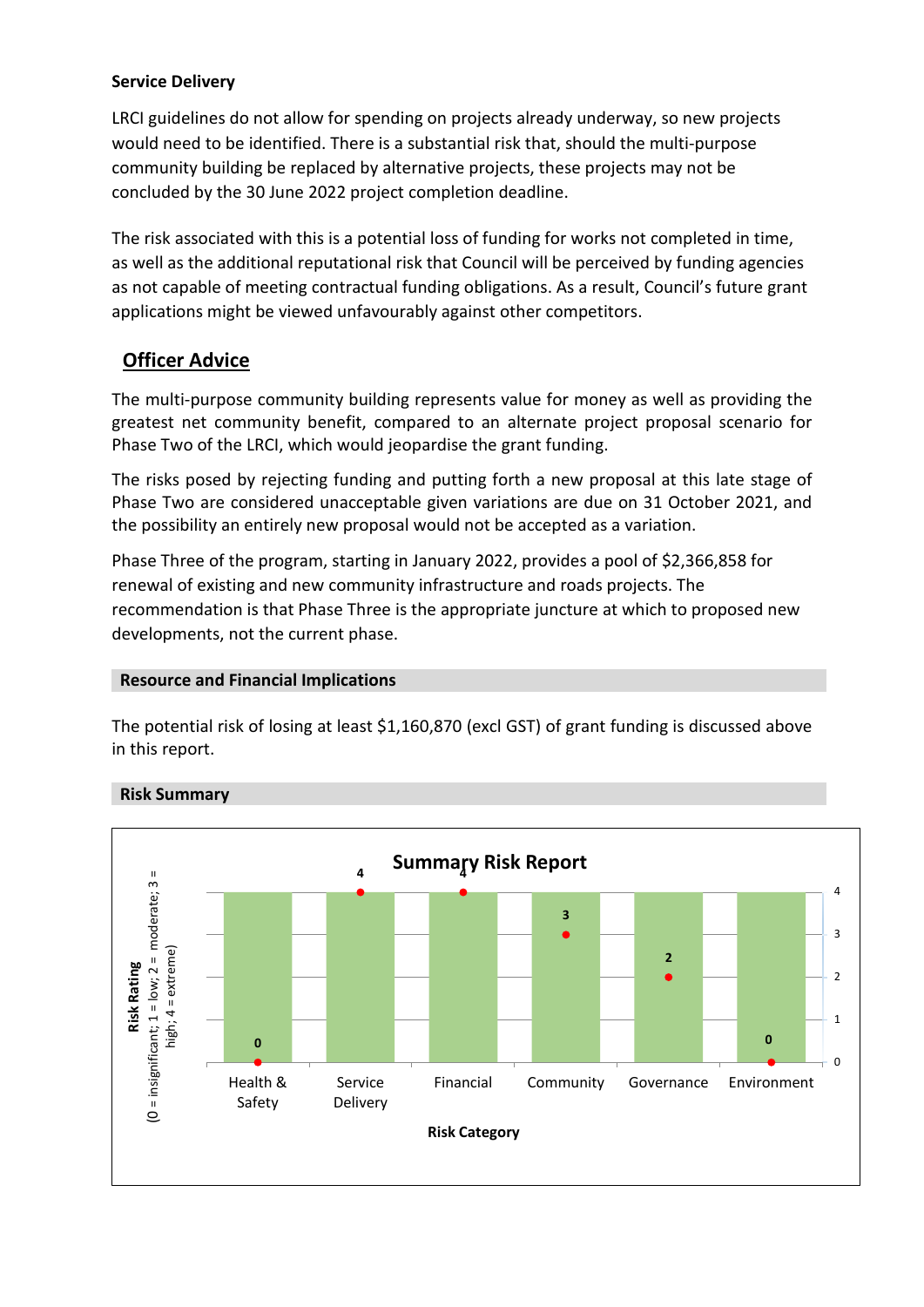**Service Delivery**

LRCI guidelines do not allow for spending on projects already underway, so new projects would need to be identified. There is a substantial risk that, should the multi-purpose community building be replaced by alternative projects, these projects may not be concluded by the 30 June 2022 project completion deadline.

The risk associated with this is a potential loss of funding for works not completed in time, as well as the additional reputational risk that Council will be perceived by funding agencies as not capable of meeting contractual funding obligations. As a result, Council's future grant applications might be viewed unfavourably against other competitors.

## Officer Advice

The multi-purpose community building represents value for money as well as providing the greatest net community benefit, compared to an alternate project proposal scenario for Phase Two of the LRCI, which would jeopardise the grant funding.

The risks posed by rejecting funding and putting forth a new proposal at this late stage of Phase Two are considered unacceptable given variations are due on 31 October 2021, and the possibility an entirely new proposal would not be accepted as a variation.

Phase Three of the program, starting in January 2022, provides a pool of $2,366,858 for renewal of existing and new community infrastructure and roads projects. The recommendation is that Phase Three is the appropriate juncture at which to proposed new developments, not the current phase.

### Resource and Financial Implications

The potential risk of losing at least $1,160,870 (excl GST) of grant funding is discussed above in this report.

### Risk Summary

**Summary Risk Report**

Risk Rating (0 = insignificant; 1 = low; 2 = moderate; 3 = high; 4 = extreme)

| Risk Category | Risk Rating |
|---|---|
| Health & Safety | 0 |
| Service Delivery | 4 |
| Financial | 4 |
| Community | 3 |
| Governance | 2 |
| Environment | 0 |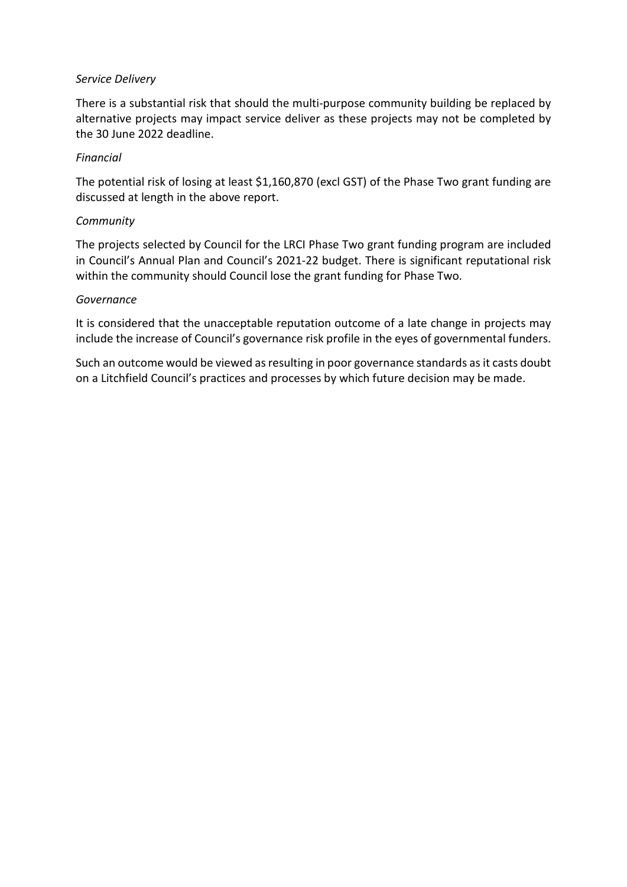*Service Delivery*

There is a substantial risk that should the multi-purpose community building be replaced by alternative projects may impact service deliver as these projects may not be completed by the 30 June 2022 deadline.

*Financial*

The potential risk of losing at least $1,160,870 (excl GST) of the Phase Two grant funding are discussed at length in the above report.

*Community*

The projects selected by Council for the LRCI Phase Two grant funding program are included in Council's Annual Plan and Council's 2021-22 budget. There is significant reputational risk within the community should Council lose the grant funding for Phase Two.

*Governance*

It is considered that the unacceptable reputation outcome of a late change in projects may include the increase of Council's governance risk profile in the eyes of governmental funders.

Such an outcome would be viewed as resulting in poor governance standards as it casts doubt on a Litchfield Council's practices and processes by which future decision may be made.